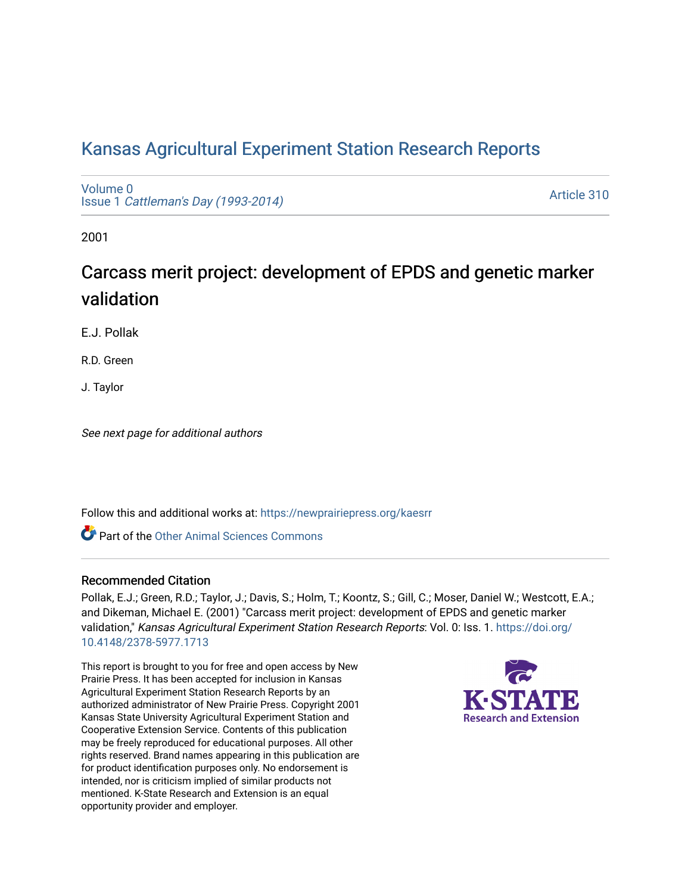# Kansas Agricultural Experiment Station Research Reports

Volume 0
Issue 1 *Cattleman's Day (1993-2014)*

Article 310

2001

## Carcass merit project: development of EPDS and genetic marker validation

E.J. Pollak

R.D. Green

J. Taylor

*See next page for additional authors*

Follow this and additional works at: https://newprairiepress.org/kaesrr

Part of the Other Animal Sciences Commons

### Recommended Citation

Pollak, E.J.; Green, R.D.; Taylor, J.; Davis, S.; Holm, T.; Koontz, S.; Gill, C.; Moser, Daniel W.; Westcott, E.A.; and Dikeman, Michael E. (2001) "Carcass merit project: development of EPDS and genetic marker validation," *Kansas Agricultural Experiment Station Research Reports*: Vol. 0: Iss. 1. https://doi.org/10.4148/2378-5977.1713

This report is brought to you for free and open access by New Prairie Press. It has been accepted for inclusion in Kansas Agricultural Experiment Station Research Reports by an authorized administrator of New Prairie Press. Copyright 2001 Kansas State University Agricultural Experiment Station and Cooperative Extension Service. Contents of this publication may be freely reproduced for educational purposes. All other rights reserved. Brand names appearing in this publication are for product identification purposes only. No endorsement is intended, nor is criticism implied of similar products not mentioned. K-State Research and Extension is an equal opportunity provider and employer.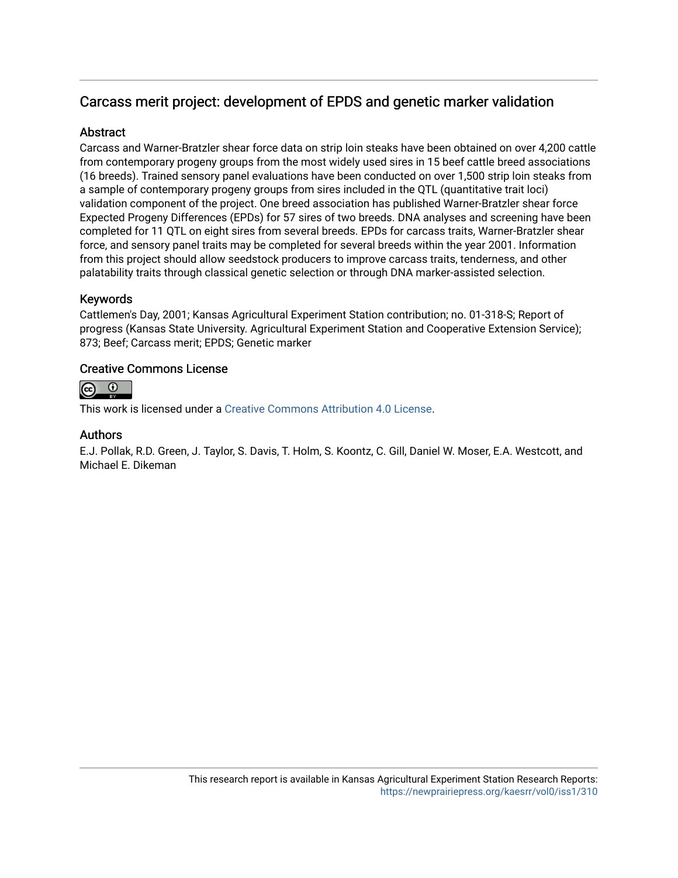## Carcass merit project: development of EPDS and genetic marker validation

### Abstract

Carcass and Warner-Bratzler shear force data on strip loin steaks have been obtained on over 4,200 cattle from contemporary progeny groups from the most widely used sires in 15 beef cattle breed associations (16 breeds). Trained sensory panel evaluations have been conducted on over 1,500 strip loin steaks from a sample of contemporary progeny groups from sires included in the QTL (quantitative trait loci) validation component of the project. One breed association has published Warner-Bratzler shear force Expected Progeny Differences (EPDs) for 57 sires of two breeds. DNA analyses and screening have been completed for 11 QTL on eight sires from several breeds. EPDs for carcass traits, Warner-Bratzler shear force, and sensory panel traits may be completed for several breeds within the year 2001. Information from this project should allow seedstock producers to improve carcass traits, tenderness, and other palatability traits through classical genetic selection or through DNA marker-assisted selection.

### Keywords

Cattlemen's Day, 2001; Kansas Agricultural Experiment Station contribution; no. 01-318-S; Report of progress (Kansas State University. Agricultural Experiment Station and Cooperative Extension Service); 873; Beef; Carcass merit; EPDS; Genetic marker

### Creative Commons License

This work is licensed under a Creative Commons Attribution 4.0 License.

### Authors

E.J. Pollak, R.D. Green, J. Taylor, S. Davis, T. Holm, S. Koontz, C. Gill, Daniel W. Moser, E.A. Westcott, and Michael E. Dikeman

This research report is available in Kansas Agricultural Experiment Station Research Reports: https://newprairiepress.org/kaesrr/vol0/iss1/310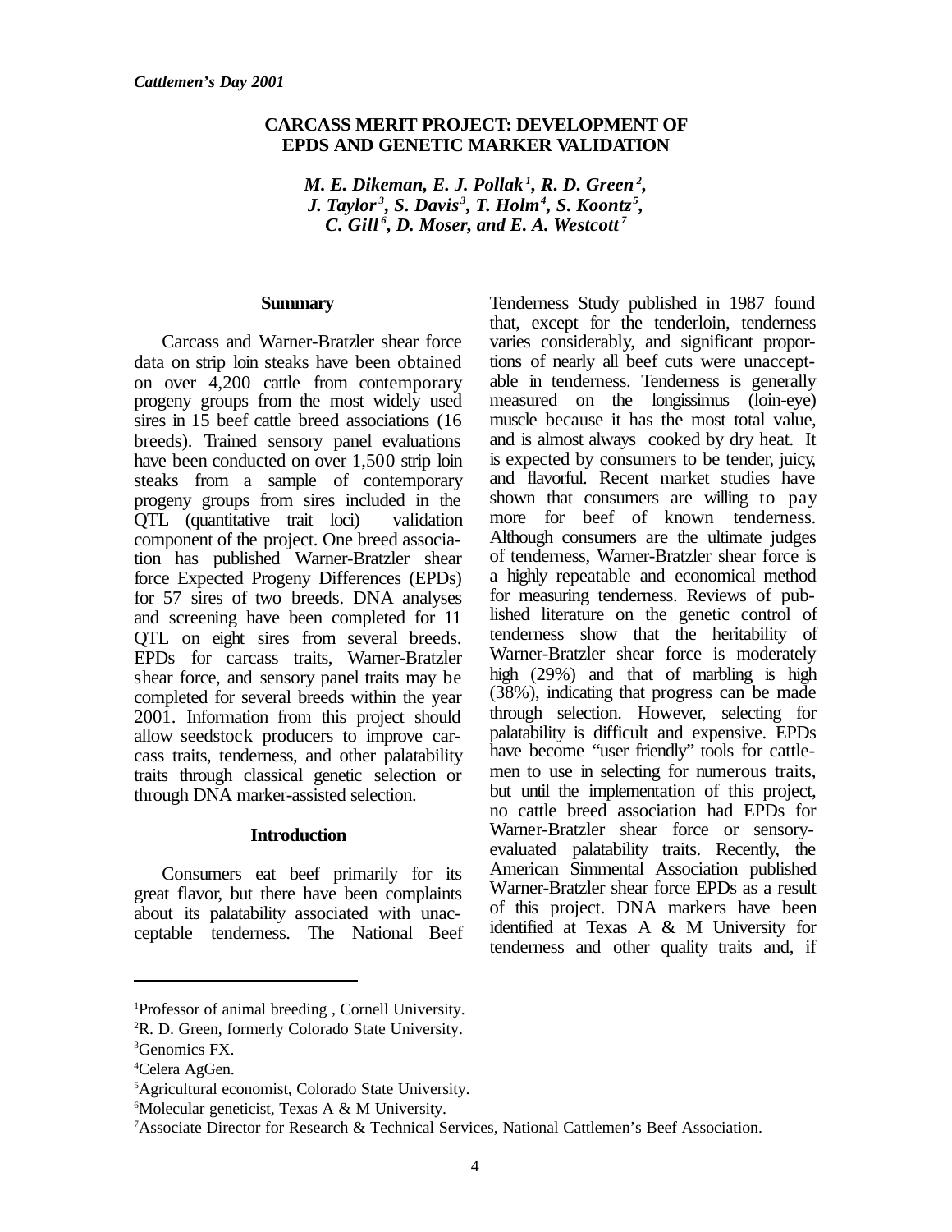# CARCASS MERIT PROJECT: DEVELOPMENT OF EPDS AND GENETIC MARKER VALIDATION

*M. E. Dikeman, E. J. Pollak[1], R. D. Green[2], J. Taylor[3], S. Davis[3], T. Holm[4], S. Koontz[5], C. Gill[6], D. Moser, and E. A. Westcott[7]*

## Summary

Carcass and Warner-Bratzler shear force data on strip loin steaks have been obtained on over 4,200 cattle from contemporary progeny groups from the most widely used sires in 15 beef cattle breed associations (16 breeds). Trained sensory panel evaluations have been conducted on over 1,500 strip loin steaks from a sample of contemporary progeny groups from sires included in the QTL (quantitative trait loci) validation component of the project. One breed association has published Warner-Bratzler shear force Expected Progeny Differences (EPDs) for 57 sires of two breeds. DNA analyses and screening have been completed for 11 QTL on eight sires from several breeds. EPDs for carcass traits, Warner-Bratzler shear force, and sensory panel traits may be completed for several breeds within the year 2001. Information from this project should allow seedstock producers to improve carcass traits, tenderness, and other palatability traits through classical genetic selection or through DNA marker-assisted selection.

## Introduction

Consumers eat beef primarily for its great flavor, but there have been complaints about its palatability associated with unacceptable tenderness. The National Beef Tenderness Study published in 1987 found that, except for the tenderloin, tenderness varies considerably, and significant proportions of nearly all beef cuts were unacceptable in tenderness. Tenderness is generally measured on the longissimus (loin-eye) muscle because it has the most total value, and is almost always cooked by dry heat. It is expected by consumers to be tender, juicy, and flavorful. Recent market studies have shown that consumers are willing to pay more for beef of known tenderness. Although consumers are the ultimate judges of tenderness, Warner-Bratzler shear force is a highly repeatable and economical method for measuring tenderness. Reviews of published literature on the genetic control of tenderness show that the heritability of Warner-Bratzler shear force is moderately high (29%) and that of marbling is high (38%), indicating that progress can be made through selection. However, selecting for palatability is difficult and expensive. EPDs have become "user friendly" tools for cattlemen to use in selecting for numerous traits, but until the implementation of this project, no cattle breed association had EPDs for Warner-Bratzler shear force or sensory-evaluated palatability traits. Recently, the American Simmental Association published Warner-Bratzler shear force EPDs as a result of this project. DNA markers have been identified at Texas A & M University for tenderness and other quality traits and, if

---

[1]Professor of animal breeding , Cornell University.
[2]R. D. Green, formerly Colorado State University.
[3]Genomics FX.
[4]Celera AgGen.
[5]Agricultural economist, Colorado State University.
[6]Molecular geneticist, Texas A & M University.
[7]Associate Director for Research & Technical Services, National Cattlemen's Beef Association.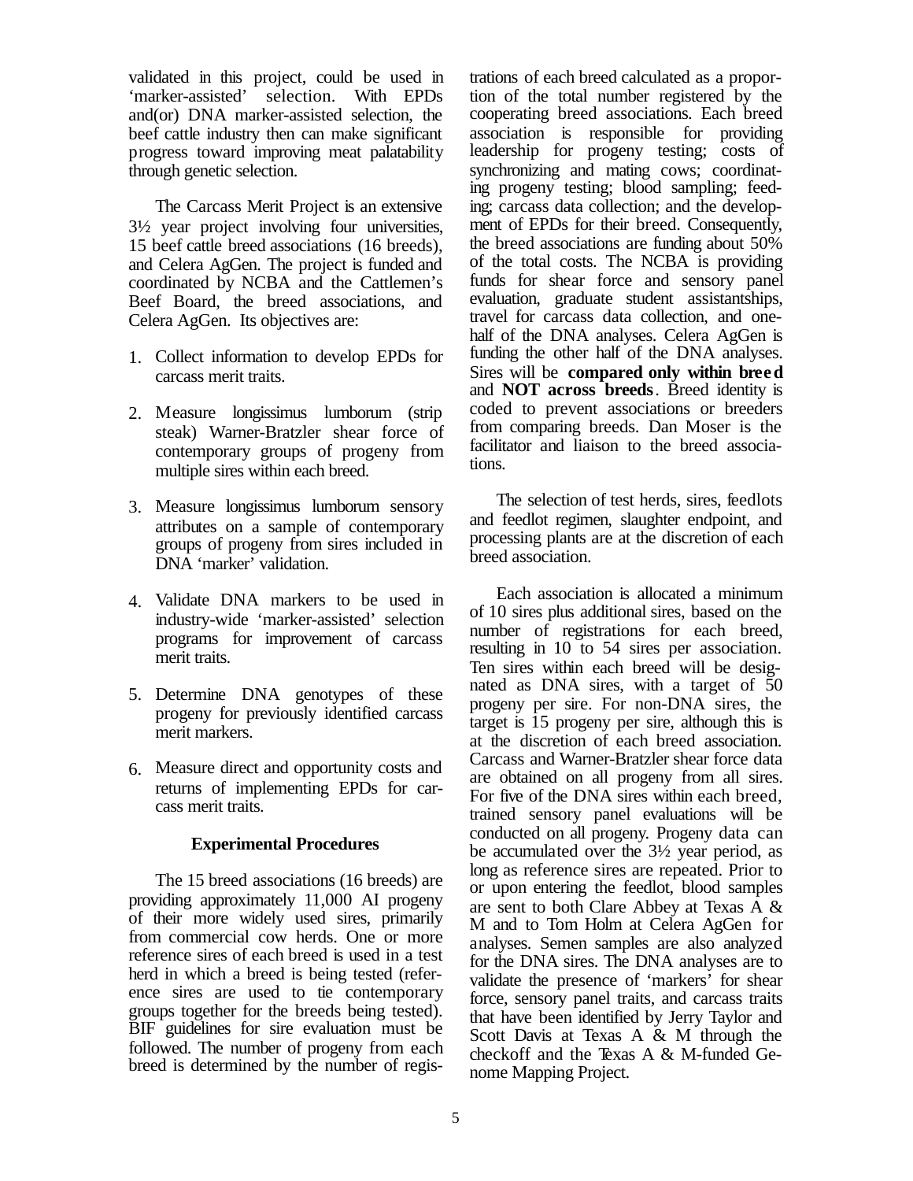validated in this project, could be used in 'marker-assisted' selection. With EPDs and(or) DNA marker-assisted selection, the beef cattle industry then can make significant progress toward improving meat palatability through genetic selection.

The Carcass Merit Project is an extensive 3½ year project involving four universities, 15 beef cattle breed associations (16 breeds), and Celera AgGen. The project is funded and coordinated by NCBA and the Cattlemen's Beef Board, the breed associations, and Celera AgGen. Its objectives are:

1. Collect information to develop EPDs for carcass merit traits.
2. Measure longissimus lumborum (strip steak) Warner-Bratzler shear force of contemporary groups of progeny from multiple sires within each breed.
3. Measure longissimus lumborum sensory attributes on a sample of contemporary groups of progeny from sires included in DNA 'marker' validation.
4. Validate DNA markers to be used in industry-wide 'marker-assisted' selection programs for improvement of carcass merit traits.
5. Determine DNA genotypes of these progeny for previously identified carcass merit markers.
6. Measure direct and opportunity costs and returns of implementing EPDs for carcass merit traits.

### Experimental Procedures

The 15 breed associations (16 breeds) are providing approximately 11,000 AI progeny of their more widely used sires, primarily from commercial cow herds. One or more reference sires of each breed is used in a test herd in which a breed is being tested (reference sires are used to tie contemporary groups together for the breeds being tested). BIF guidelines for sire evaluation must be followed. The number of progeny from each breed is determined by the number of registrations of each breed calculated as a proportion of the total number registered by the cooperating breed associations. Each breed association is responsible for providing leadership for progeny testing; costs of synchronizing and mating cows; coordinating progeny testing; blood sampling; feeding; carcass data collection; and the development of EPDs for their breed. Consequently, the breed associations are funding about 50% of the total costs. The NCBA is providing funds for shear force and sensory panel evaluation, graduate student assistantships, travel for carcass data collection, and one-half of the DNA analyses. Celera AgGen is funding the other half of the DNA analyses. Sires will be **compared only within breed** and **NOT across breeds**. Breed identity is coded to prevent associations or breeders from comparing breeds. Dan Moser is the facilitator and liaison to the breed associations.

The selection of test herds, sires, feedlots and feedlot regimen, slaughter endpoint, and processing plants are at the discretion of each breed association.

Each association is allocated a minimum of 10 sires plus additional sires, based on the number of registrations for each breed, resulting in 10 to 54 sires per association. Ten sires within each breed will be designated as DNA sires, with a target of 50 progeny per sire. For non-DNA sires, the target is 15 progeny per sire, although this is at the discretion of each breed association. Carcass and Warner-Bratzler shear force data are obtained on all progeny from all sires. For five of the DNA sires within each breed, trained sensory panel evaluations will be conducted on all progeny. Progeny data can be accumulated over the 3½ year period, as long as reference sires are repeated. Prior to or upon entering the feedlot, blood samples are sent to both Clare Abbey at Texas A & M and to Tom Holm at Celera AgGen for analyses. Semen samples are also analyzed for the DNA sires. The DNA analyses are to validate the presence of 'markers' for shear force, sensory panel traits, and carcass traits that have been identified by Jerry Taylor and Scott Davis at Texas A & M through the checkoff and the Texas A & M-funded Genome Mapping Project.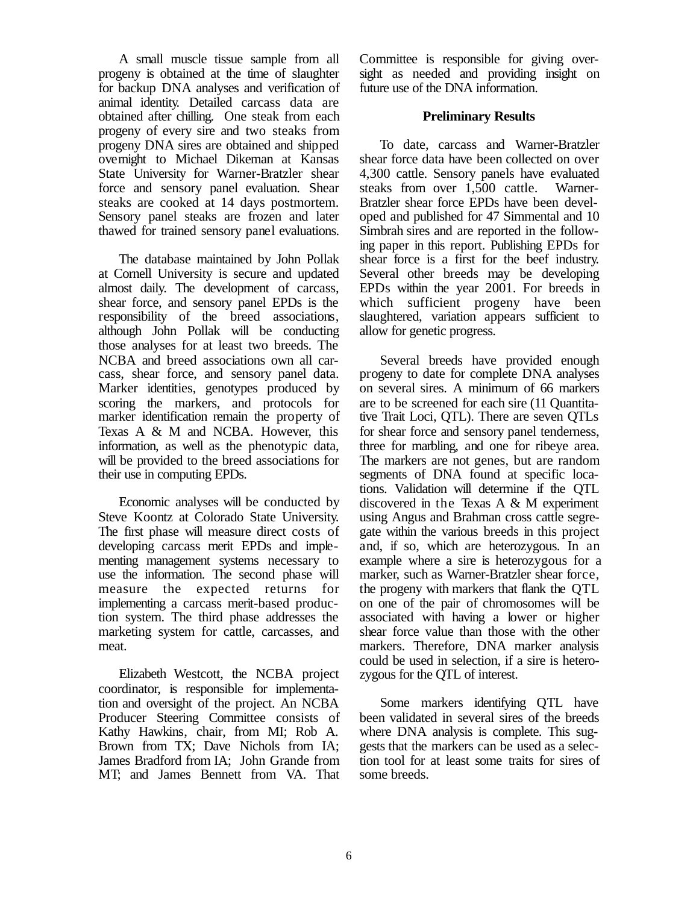A small muscle tissue sample from all progeny is obtained at the time of slaughter for backup DNA analyses and verification of animal identity. Detailed carcass data are obtained after chilling. One steak from each progeny of every sire and two steaks from progeny DNA sires are obtained and shipped overnight to Michael Dikeman at Kansas State University for Warner-Bratzler shear force and sensory panel evaluation. Shear steaks are cooked at 14 days postmortem. Sensory panel steaks are frozen and later thawed for trained sensory panel evaluations.

The database maintained by John Pollak at Cornell University is secure and updated almost daily. The development of carcass, shear force, and sensory panel EPDs is the responsibility of the breed associations, although John Pollak will be conducting those analyses for at least two breeds. The NCBA and breed associations own all carcass, shear force, and sensory panel data. Marker identities, genotypes produced by scoring the markers, and protocols for marker identification remain the property of Texas A & M and NCBA. However, this information, as well as the phenotypic data, will be provided to the breed associations for their use in computing EPDs.

Economic analyses will be conducted by Steve Koontz at Colorado State University. The first phase will measure direct costs of developing carcass merit EPDs and implementing management systems necessary to use the information. The second phase will measure the expected returns for implementing a carcass merit-based production system. The third phase addresses the marketing system for cattle, carcasses, and meat.

Elizabeth Westcott, the NCBA project coordinator, is responsible for implementation and oversight of the project. An NCBA Producer Steering Committee consists of Kathy Hawkins, chair, from MI; Rob A. Brown from TX; Dave Nichols from IA; James Bradford from IA; John Grande from MT; and James Bennett from VA. That Committee is responsible for giving oversight as needed and providing insight on future use of the DNA information.

## Preliminary Results

To date, carcass and Warner-Bratzler shear force data have been collected on over 4,300 cattle. Sensory panels have evaluated steaks from over 1,500 cattle. Warner-Bratzler shear force EPDs have been developed and published for 47 Simmental and 10 Simbrah sires and are reported in the following paper in this report. Publishing EPDs for shear force is a first for the beef industry. Several other breeds may be developing EPDs within the year 2001. For breeds in which sufficient progeny have been slaughtered, variation appears sufficient to allow for genetic progress.

Several breeds have provided enough progeny to date for complete DNA analyses on several sires. A minimum of 66 markers are to be screened for each sire (11 Quantitative Trait Loci, QTL). There are seven QTLs for shear force and sensory panel tenderness, three for marbling, and one for ribeye area. The markers are not genes, but are random segments of DNA found at specific locations. Validation will determine if the QTL discovered in the Texas A & M experiment using Angus and Brahman cross cattle segregate within the various breeds in this project and, if so, which are heterozygous. In an example where a sire is heterozygous for a marker, such as Warner-Bratzler shear force, the progeny with markers that flank the QTL on one of the pair of chromosomes will be associated with having a lower or higher shear force value than those with the other markers. Therefore, DNA marker analysis could be used in selection, if a sire is heterozygous for the QTL of interest.

Some markers identifying QTL have been validated in several sires of the breeds where DNA analysis is complete. This suggests that the markers can be used as a selection tool for at least some traits for sires of some breeds.